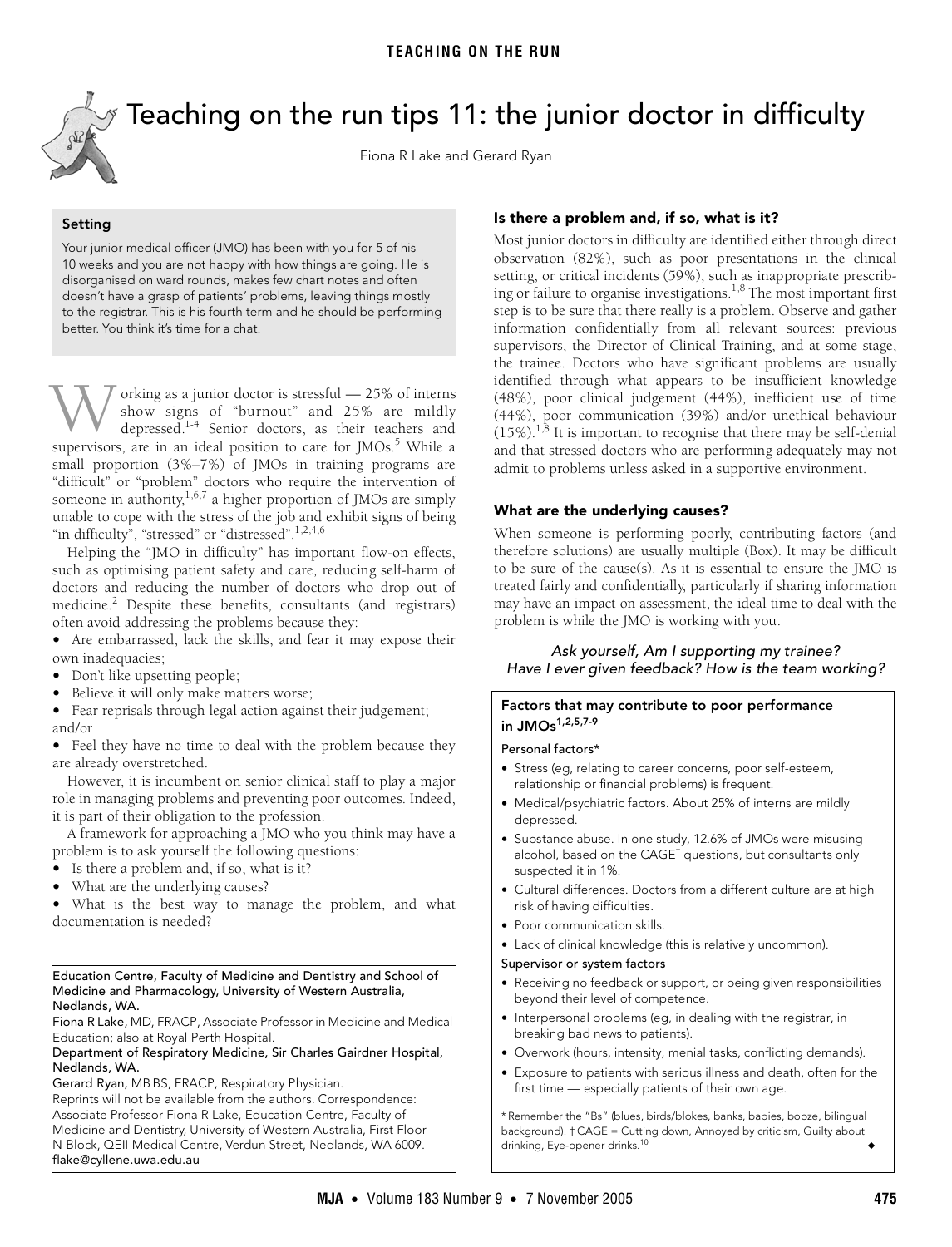# Teaching on the run tips 11: the junior doctor in difficulty

Fiona R Lake and Gerard Ryan

### Setting

Your junior medical officer (JMO) has been with you for 5 of his 10 weeks and you are not happy with how things are going. He is disorganised on ward rounds, makes few chart notes and often doesn't have a grasp of patients' problems, leaving things mostly to the registrar. This is his fourth term and he should be performing better. You think it's time for a chat.

Working as a junior doctor is stressful — 25% of interns show signs of "burnout" and 25% are mildly depressed.[1-4] Senior doctors, as their teachers and supervisors, are in an ideal position to care for JMOs.[5] While a small proportion (3%–7%) of JMOs in training programs are "difficult" or "problem" doctors who require the intervention of someone in authority,[1,6,7] a higher proportion of JMOs are simply unable to cope with the stress of the job and exhibit signs of being "in difficulty", "stressed" or "distressed".[1,2,4,6]

Helping the "JMO in difficulty" has important flow-on effects, such as optimising patient safety and care, reducing self-harm of doctors and reducing the number of doctors who drop out of medicine.[2] Despite these benefits, consultants (and registrars) often avoid addressing the problems because they:

- Are embarrassed, lack the skills, and fear it may expose their own inadequacies;
- Don't like upsetting people;
- Believe it will only make matters worse;
- Fear reprisals through legal action against their judgement; and/or
- Feel they have no time to deal with the problem because they are already overstretched.

However, it is incumbent on senior clinical staff to play a major role in managing problems and preventing poor outcomes. Indeed, it is part of their obligation to the profession.

A framework for approaching a JMO who you think may have a problem is to ask yourself the following questions:

- Is there a problem and, if so, what is it?
- What are the underlying causes?
- What is the best way to manage the problem, and what documentation is needed?

Education Centre, Faculty of Medicine and Dentistry and School of Medicine and Pharmacology, University of Western Australia, Nedlands, WA.

Fiona R Lake, MD, FRACP, Associate Professor in Medicine and Medical Education; also at Royal Perth Hospital.

Department of Respiratory Medicine, Sir Charles Gairdner Hospital, Nedlands, WA.

Gerard Ryan, MB BS, FRACP, Respiratory Physician.

Reprints will not be available from the authors. Correspondence: Associate Professor Fiona R Lake, Education Centre, Faculty of Medicine and Dentistry, University of Western Australia, First Floor N Block, QEII Medical Centre, Verdun Street, Nedlands, WA 6009. flake@cyllene.uwa.edu.au

## Is there a problem and, if so, what is it?

Most junior doctors in difficulty are identified either through direct observation (82%), such as poor presentations in the clinical setting, or critical incidents (59%), such as inappropriate prescribing or failure to organise investigations.[1,8] The most important first step is to be sure that there really is a problem. Observe and gather information confidentially from all relevant sources: previous supervisors, the Director of Clinical Training, and at some stage, the trainee. Doctors who have significant problems are usually identified through what appears to be insufficient knowledge (48%), poor clinical judgement (44%), inefficient use of time (44%), poor communication (39%) and/or unethical behaviour (15%).[1,8] It is important to recognise that there may be self-denial and that stressed doctors who are performing adequately may not admit to problems unless asked in a supportive environment.

## What are the underlying causes?

When someone is performing poorly, contributing factors (and therefore solutions) are usually multiple (Box). It may be difficult to be sure of the cause(s). As it is essential to ensure the JMO is treated fairly and confidentially, particularly if sharing information may have an impact on assessment, the ideal time to deal with the problem is while the JMO is working with you.

*Ask yourself, Am I supporting my trainee? Have I ever given feedback? How is the team working?*

### Factors that may contribute to poor performance in JMOs[1,2,5,7-9]

**Personal factors***

- Stress (eg, relating to career concerns, poor self-esteem, relationship or financial problems) is frequent.
- Medical/psychiatric factors. About 25% of interns are mildly depressed.
- Substance abuse. In one study, 12.6% of JMOs were misusing alcohol, based on the CAGE† questions, but consultants only suspected it in 1%.
- Cultural differences. Doctors from a different culture are at high risk of having difficulties.
- Poor communication skills.
- Lack of clinical knowledge (this is relatively uncommon).

**Supervisor or system factors**

- Receiving no feedback or support, or being given responsibilities beyond their level of competence.
- Interpersonal problems (eg, in dealing with the registrar, in breaking bad news to patients).
- Overwork (hours, intensity, menial tasks, conflicting demands).
- Exposure to patients with serious illness and death, often for the first time — especially patients of their own age.

\* Remember the "Bs" (blues, birds/blokes, banks, babies, booze, bilingual background). † CAGE = Cutting down, Annoyed by criticism, Guilty about drinking, Eye-opener drinks.[10] ◆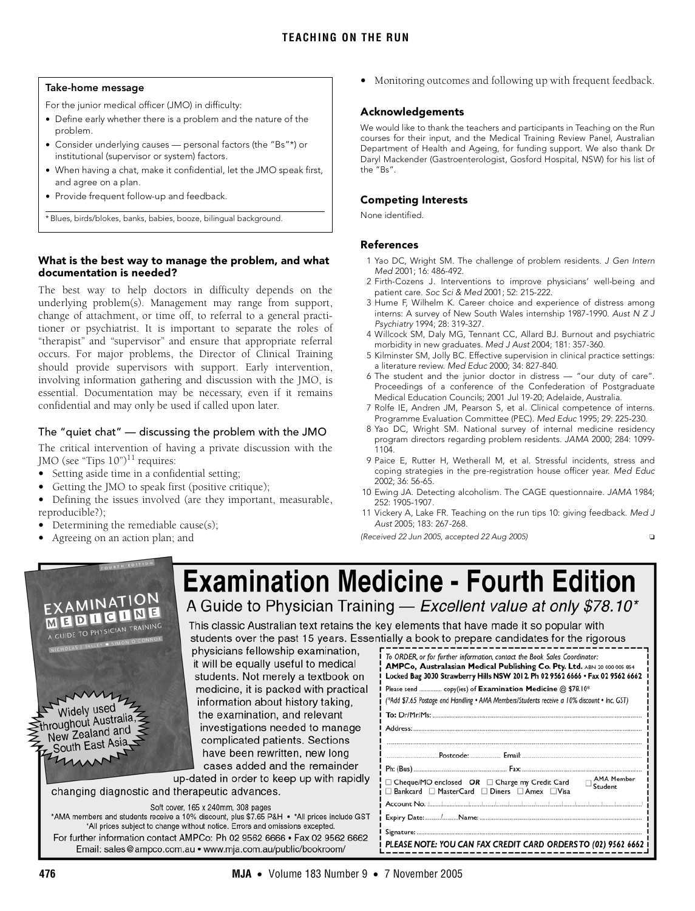### Take-home message

For the junior medical officer (JMO) in difficulty:

- Define early whether there is a problem and the nature of the problem.
- Consider underlying causes — personal factors (the "Bs"*) or institutional (supervisor or system) factors.
- When having a chat, make it confidential, let the JMO speak first, and agree on a plan.
- Provide frequent follow-up and feedback.

\* Blues, birds/blokes, banks, babies, booze, bilingual background.

### What is the best way to manage the problem, and what documentation is needed?

The best way to help doctors in difficulty depends on the underlying problem(s). Management may range from support, change of attachment, or time off, to referral to a general practitioner or psychiatrist. It is important to separate the roles of "therapist" and "supervisor" and ensure that appropriate referral occurs. For major problems, the Director of Clinical Training should provide supervisors with support. Early intervention, involving information gathering and discussion with the JMO, is essential. Documentation may be necessary, even if it remains confidential and may only be used if called upon later.

#### The "quiet chat" — discussing the problem with the JMO

The critical intervention of having a private discussion with the JMO (see "Tips 10")[11] requires:

- Setting aside time in a confidential setting;
- Getting the JMO to speak first (positive critique);
- Defining the issues involved (are they important, measurable, reproducible?);
- Determining the remediable cause(s);
- Agreeing on an action plan; and
- Monitoring outcomes and following up with frequent feedback.

### Acknowledgements

We would like to thank the teachers and participants in Teaching on the Run courses for their input, and the Medical Training Review Panel, Australian Department of Health and Ageing, for funding support. We also thank Dr Daryl Mackender (Gastroenterologist, Gosford Hospital, NSW) for his list of the "Bs".

### Competing Interests

None identified.

### References

1. Yao DC, Wright SM. The challenge of problem residents. *J Gen Intern Med* 2001; 16: 486-492.
2. Firth-Cozens J. Interventions to improve physicians' well-being and patient care. *Soc Sci & Med* 2001; 52: 215-222.
3. Hume F, Wilhelm K. Career choice and experience of distress among interns: A survey of New South Wales internship 1987-1990. *Aust N Z J Psychiatry* 1994; 28: 319-327.
4. Willcock SM, Daly MG, Tennant CC, Allard BJ. Burnout and psychiatric morbidity in new graduates. *Med J Aust* 2004; 181: 357-360.
5. Kilminster SM, Jolly BC. Effective supervision in clinical practice settings: a literature review. *Med Educ* 2000; 34: 827-840.
6. The student and the junior doctor in distress — "our duty of care". Proceedings of a conference of the Confederation of Postgraduate Medical Education Councils; 2001 Jul 19-20; Adelaide, Australia.
7. Rolfe IE, Andren JM, Pearson S, et al. Clinical competence of interns. Programme Evaluation Committee (PEC). *Med Educ* 1995; 29: 225-230.
8. Yao DC, Wright SM. National survey of internal medicine residency program directors regarding problem residents. *JAMA* 2000; 284: 1099-1104.
9. Paice E, Rutter H, Wetherall M, et al. Stressful incidents, stress and coping strategies in the pre-registration house officer year. *Med Educ* 2002; 36: 56-65.
10. Ewing JA. Detecting alcoholism. The CAGE questionnaire. *JAMA* 1984; 252: 1905-1907.
11. Vickery A, Lake FR. Teaching on the run tips 10: giving feedback. *Med J Aust* 2005; 183: 267-268.

*(Received 22 Jun 2005, accepted 22 Aug 2005)*

# Examination Medicine - Fourth Edition

## A Guide to Physician Training — *Excellent value at only $78.10\*

Widely used throughout Australia, New Zealand and South East Asia

This classic Australian text retains the key elements that have made it so popular with students over the past 15 years. Essentially a book to prepare candidates for the rigorous physicians fellowship examination, it will be equally useful to medical students. Not merely a textbook on medicine, it is packed with practical information about history taking, the examination, and relevant investigations needed to manage complicated patients. Sections have been rewritten, new long cases added and the remainder up-dated in order to keep up with rapidly changing diagnostic and therapeutic advances.

Soft cover, 165 x 240mm, 308 pages

\*AMA members and students receive a 10% discount, plus $7.65 P&H • \*All prices include GST

\*All prices subject to change without notice. Errors and omissions excepted.

For further information contact AMPCo: Ph 02 9562 6666 • Fax 02 9562 6662

Email: sales@ampco.com.au • www.mja.com.au/public/bookroom/

*To ORDER, or for further information, contact the Book Sales Coordinator:*

**AMPCo, Australasian Medical Publishing Co. Pty. Ltd.** ABN 20 000 005 854

**Locked Bag 3030 Strawberry Hills NSW 2012. Ph 02 9562 6666 • Fax 02 9562 6662**

Please send .............. copy(ies) of **Examination Medicine** @ $78.10\*

(\*Add $7.65 Postage and Handling • AMA Members/Students receive a 10% discount • Inc. GST)

To: Dr/Mr/Ms: ..........

Address: ..........

.......... Postcode: .......... Email: ..........

Ph: (Bus) .......... Fax: ..........

☐ Cheque/MO enclosed **OR** ☐ Charge my Credit Card ☐ AMA Member ☐ Student

☐ Bankcard ☐ MasterCard ☐ Diners ☐ Amex ☐ Visa

Account No. ..........

Expiry Date: ..../.... Name: ..........

Signature: ..........

***PLEASE NOTE: YOU CAN FAX CREDIT CARD ORDERS TO (02) 9562 6662***